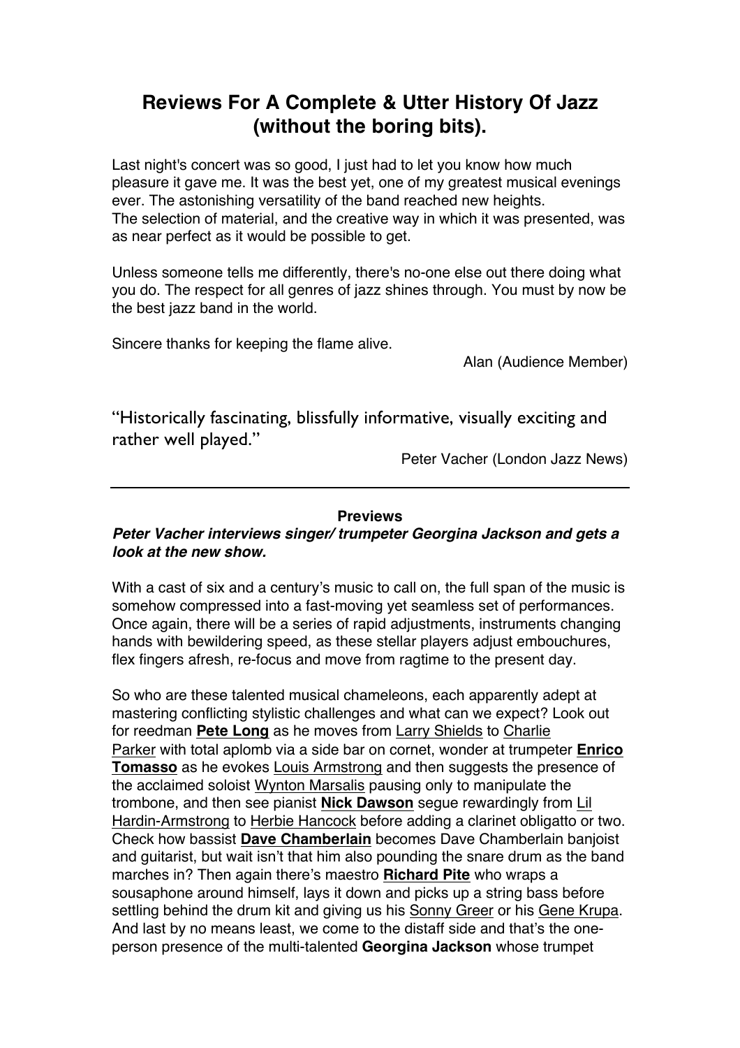# Reviews For A Complete & Utter History Of Jazz (without the boring bits).

Last night's concert was so good, I just had to let you know how much pleasure it gave me. It was the best yet, one of my greatest musical evenings ever. The astonishing versatility of the band reached new heights.
The selection of material, and the creative way in which it was presented, was as near perfect as it would be possible to get.

Unless someone tells me differently, there's no-one else out there doing what you do. The respect for all genres of jazz shines through. You must by now be the best jazz band in the world.

Sincere thanks for keeping the flame alive.

Alan (Audience Member)

"Historically fascinating, blissfully informative, visually exciting and rather well played."

Peter Vacher (London Jazz News)

---

**Previews**

***Peter Vacher interviews singer/ trumpeter Georgina Jackson and gets a look at the new show.***

With a cast of six and a century's music to call on, the full span of the music is somehow compressed into a fast-moving yet seamless set of performances. Once again, there will be a series of rapid adjustments, instruments changing hands with bewildering speed, as these stellar players adjust embouchures, flex fingers afresh, re-focus and move from ragtime to the present day.

So who are these talented musical chameleons, each apparently adept at mastering conflicting stylistic challenges and what can we expect? Look out for reedman **Pete Long** as he moves from Larry Shields to Charlie Parker with total aplomb via a side bar on cornet, wonder at trumpeter **Enrico Tomasso** as he evokes Louis Armstrong and then suggests the presence of the acclaimed soloist Wynton Marsalis pausing only to manipulate the trombone, and then see pianist **Nick Dawson** segue rewardingly from Lil Hardin-Armstrong to Herbie Hancock before adding a clarinet obligatto or two. Check how bassist **Dave Chamberlain** becomes Dave Chamberlain banjoist and guitarist, but wait isn't that him also pounding the snare drum as the band marches in? Then again there's maestro **Richard Pite** who wraps a sousaphone around himself, lays it down and picks up a string bass before settling behind the drum kit and giving us his Sonny Greer or his Gene Krupa. And last by no means least, we come to the distaff side and that's the one-person presence of the multi-talented **Georgina Jackson** whose trumpet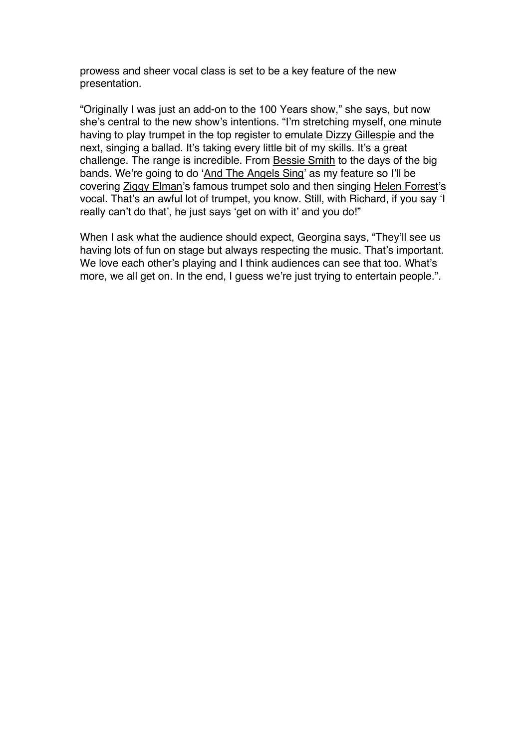prowess and sheer vocal class is set to be a key feature of the new presentation.

"Originally I was just an add-on to the 100 Years show," she says, but now she's central to the new show's intentions. "I'm stretching myself, one minute having to play trumpet in the top register to emulate Dizzy Gillespie and the next, singing a ballad. It's taking every little bit of my skills. It's a great challenge. The range is incredible. From Bessie Smith to the days of the big bands. We're going to do 'And The Angels Sing' as my feature so I'll be covering Ziggy Elman's famous trumpet solo and then singing Helen Forrest's vocal. That's an awful lot of trumpet, you know. Still, with Richard, if you say 'I really can't do that', he just says 'get on with it' and you do!"

When I ask what the audience should expect, Georgina says, "They'll see us having lots of fun on stage but always respecting the music. That's important. We love each other's playing and I think audiences can see that too. What's more, we all get on. In the end, I guess we're just trying to entertain people.".